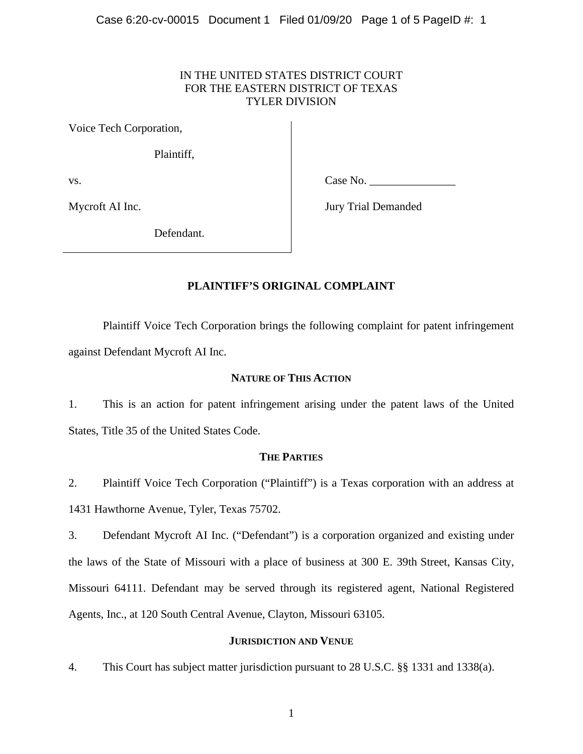IN THE UNITED STATES DISTRICT COURT
FOR THE EASTERN DISTRICT OF TEXAS
TYLER DIVISION

Voice Tech Corporation,

Plaintiff,

vs.

Mycroft AI Inc.

Defendant.

Case No. _______________

Jury Trial Demanded

## PLAINTIFF'S ORIGINAL COMPLAINT

Plaintiff Voice Tech Corporation brings the following complaint for patent infringement against Defendant Mycroft AI Inc.

### NATURE OF THIS ACTION

1. This is an action for patent infringement arising under the patent laws of the United States, Title 35 of the United States Code.

### THE PARTIES

2. Plaintiff Voice Tech Corporation ("Plaintiff") is a Texas corporation with an address at 1431 Hawthorne Avenue, Tyler, Texas 75702.

3. Defendant Mycroft AI Inc. ("Defendant") is a corporation organized and existing under the laws of the State of Missouri with a place of business at 300 E. 39th Street, Kansas City, Missouri 64111. Defendant may be served through its registered agent, National Registered Agents, Inc., at 120 South Central Avenue, Clayton, Missouri 63105.

### JURISDICTION AND VENUE

4. This Court has subject matter jurisdiction pursuant to 28 U.S.C. §§ 1331 and 1338(a).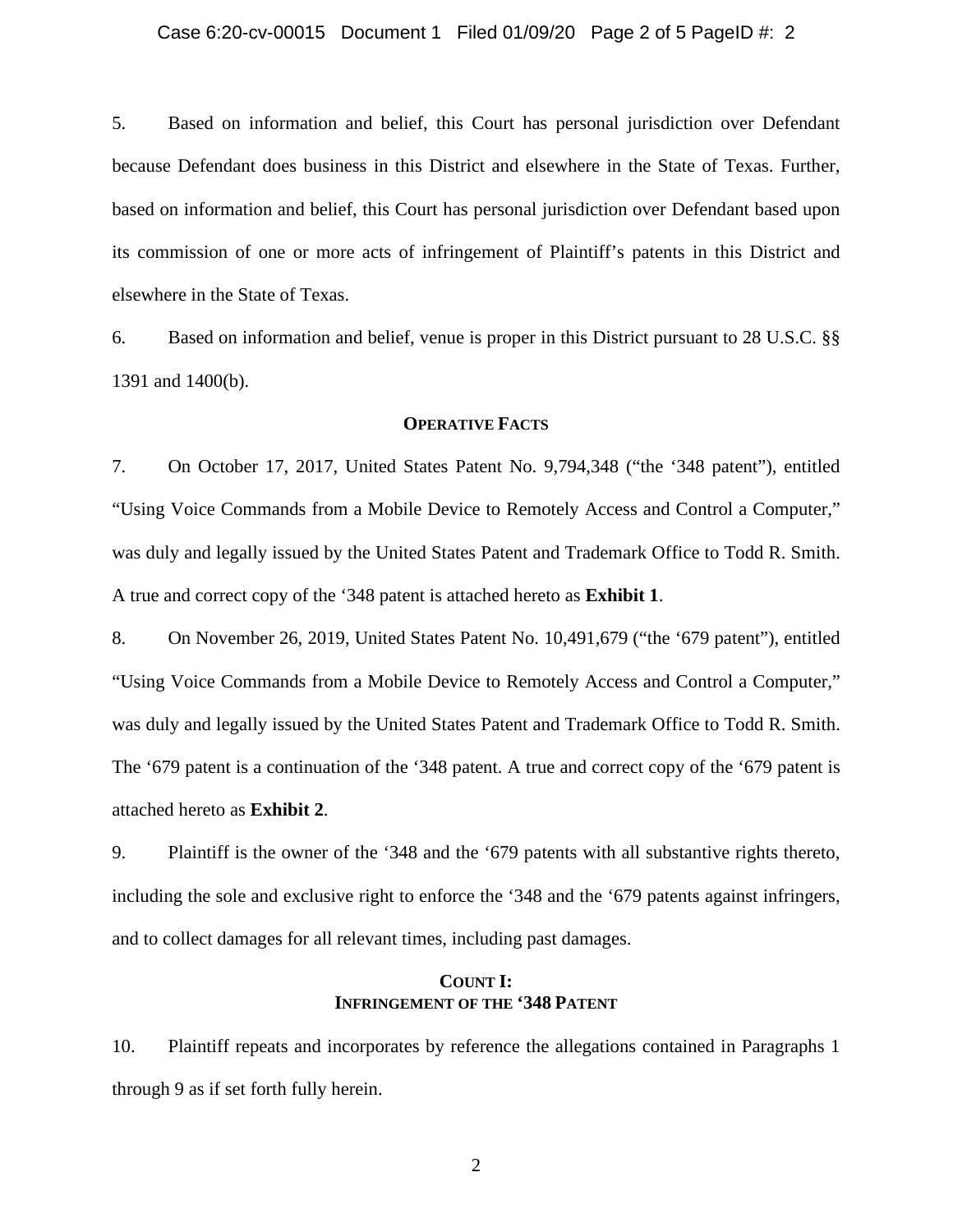5. Based on information and belief, this Court has personal jurisdiction over Defendant because Defendant does business in this District and elsewhere in the State of Texas. Further, based on information and belief, this Court has personal jurisdiction over Defendant based upon its commission of one or more acts of infringement of Plaintiff's patents in this District and elsewhere in the State of Texas.

6. Based on information and belief, venue is proper in this District pursuant to 28 U.S.C. §§ 1391 and 1400(b).

## OPERATIVE FACTS

7. On October 17, 2017, United States Patent No. 9,794,348 ("the '348 patent"), entitled "Using Voice Commands from a Mobile Device to Remotely Access and Control a Computer," was duly and legally issued by the United States Patent and Trademark Office to Todd R. Smith. A true and correct copy of the '348 patent is attached hereto as **Exhibit 1**.

8. On November 26, 2019, United States Patent No. 10,491,679 ("the '679 patent"), entitled "Using Voice Commands from a Mobile Device to Remotely Access and Control a Computer," was duly and legally issued by the United States Patent and Trademark Office to Todd R. Smith. The '679 patent is a continuation of the '348 patent. A true and correct copy of the '679 patent is attached hereto as **Exhibit 2**.

9. Plaintiff is the owner of the '348 and the '679 patents with all substantive rights thereto, including the sole and exclusive right to enforce the '348 and the '679 patents against infringers, and to collect damages for all relevant times, including past damages.

## COUNT I:
## INFRINGEMENT OF THE '348 PATENT

10. Plaintiff repeats and incorporates by reference the allegations contained in Paragraphs 1 through 9 as if set forth fully herein.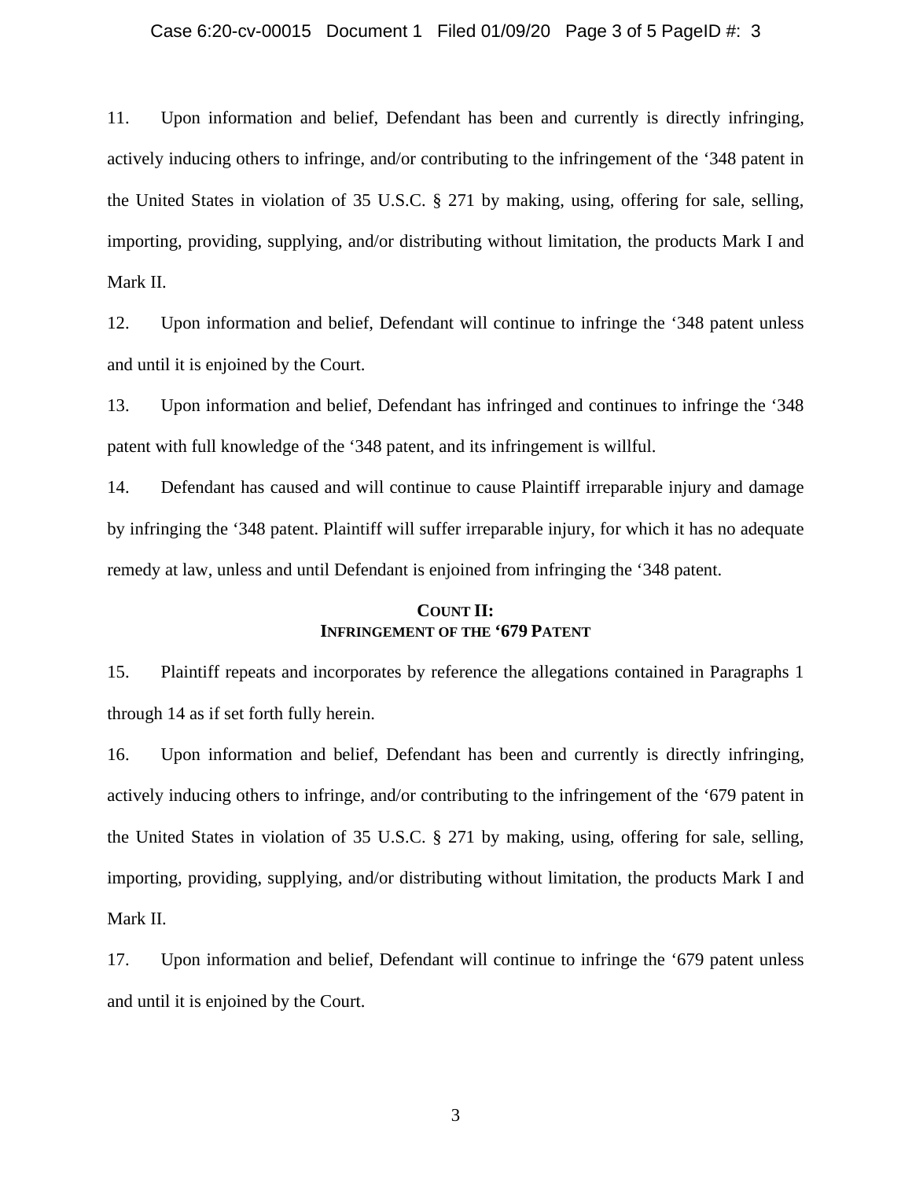11. Upon information and belief, Defendant has been and currently is directly infringing, actively inducing others to infringe, and/or contributing to the infringement of the ‘348 patent in the United States in violation of 35 U.S.C. § 271 by making, using, offering for sale, selling, importing, providing, supplying, and/or distributing without limitation, the products Mark I and Mark II.

12. Upon information and belief, Defendant will continue to infringe the ‘348 patent unless and until it is enjoined by the Court.

13. Upon information and belief, Defendant has infringed and continues to infringe the ‘348 patent with full knowledge of the ‘348 patent, and its infringement is willful.

14. Defendant has caused and will continue to cause Plaintiff irreparable injury and damage by infringing the ‘348 patent. Plaintiff will suffer irreparable injury, for which it has no adequate remedy at law, unless and until Defendant is enjoined from infringing the ‘348 patent.

## COUNT II:
## INFRINGEMENT OF THE ‘679 PATENT

15. Plaintiff repeats and incorporates by reference the allegations contained in Paragraphs 1 through 14 as if set forth fully herein.

16. Upon information and belief, Defendant has been and currently is directly infringing, actively inducing others to infringe, and/or contributing to the infringement of the ‘679 patent in the United States in violation of 35 U.S.C. § 271 by making, using, offering for sale, selling, importing, providing, supplying, and/or distributing without limitation, the products Mark I and Mark II.

17. Upon information and belief, Defendant will continue to infringe the ‘679 patent unless and until it is enjoined by the Court.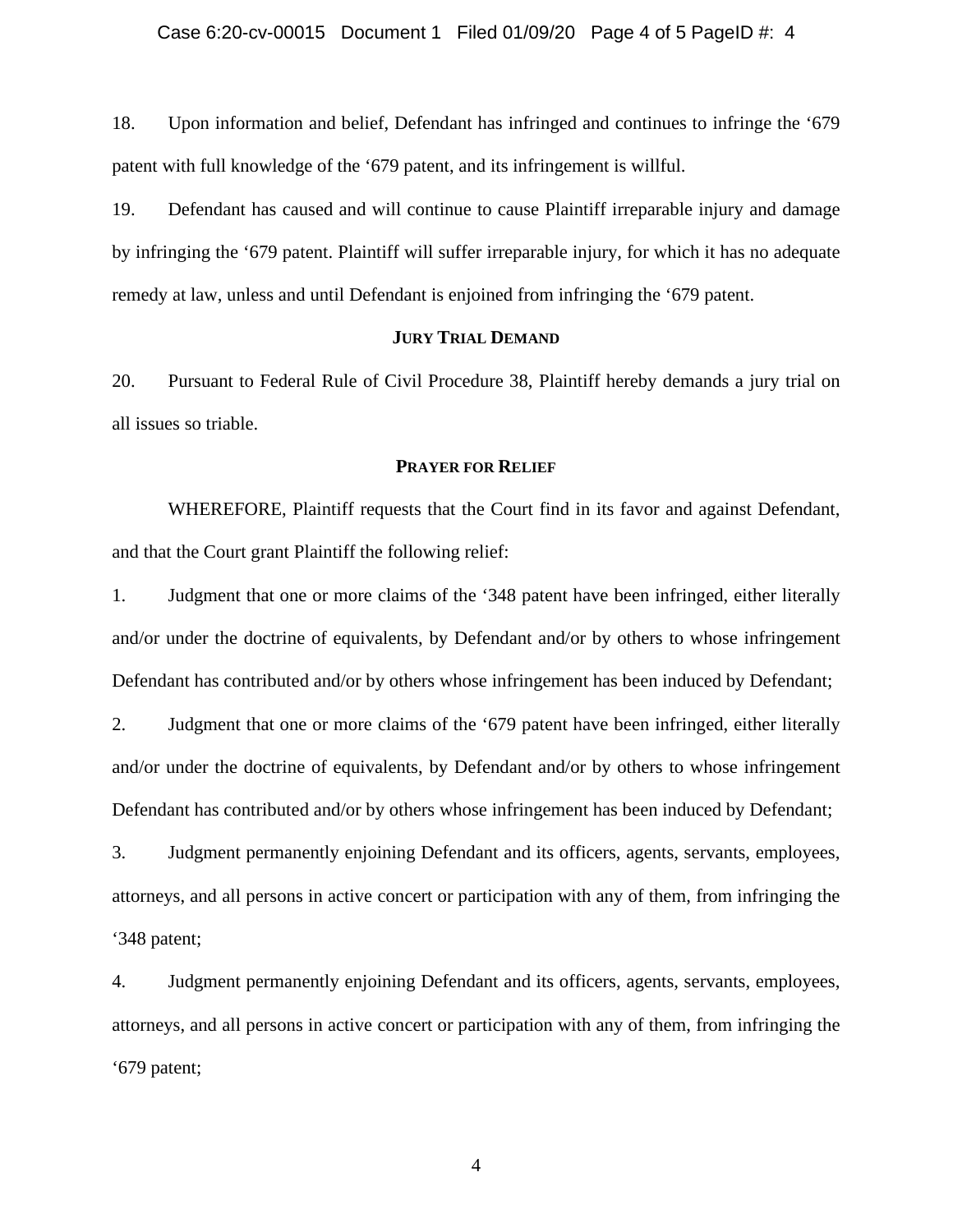18. Upon information and belief, Defendant has infringed and continues to infringe the '679 patent with full knowledge of the '679 patent, and its infringement is willful.

19. Defendant has caused and will continue to cause Plaintiff irreparable injury and damage by infringing the '679 patent. Plaintiff will suffer irreparable injury, for which it has no adequate remedy at law, unless and until Defendant is enjoined from infringing the '679 patent.

## JURY TRIAL DEMAND

20. Pursuant to Federal Rule of Civil Procedure 38, Plaintiff hereby demands a jury trial on all issues so triable.

## PRAYER FOR RELIEF

WHEREFORE, Plaintiff requests that the Court find in its favor and against Defendant, and that the Court grant Plaintiff the following relief:

1. Judgment that one or more claims of the '348 patent have been infringed, either literally and/or under the doctrine of equivalents, by Defendant and/or by others to whose infringement Defendant has contributed and/or by others whose infringement has been induced by Defendant;

2. Judgment that one or more claims of the '679 patent have been infringed, either literally and/or under the doctrine of equivalents, by Defendant and/or by others to whose infringement Defendant has contributed and/or by others whose infringement has been induced by Defendant;

3. Judgment permanently enjoining Defendant and its officers, agents, servants, employees, attorneys, and all persons in active concert or participation with any of them, from infringing the '348 patent;

4. Judgment permanently enjoining Defendant and its officers, agents, servants, employees, attorneys, and all persons in active concert or participation with any of them, from infringing the '679 patent;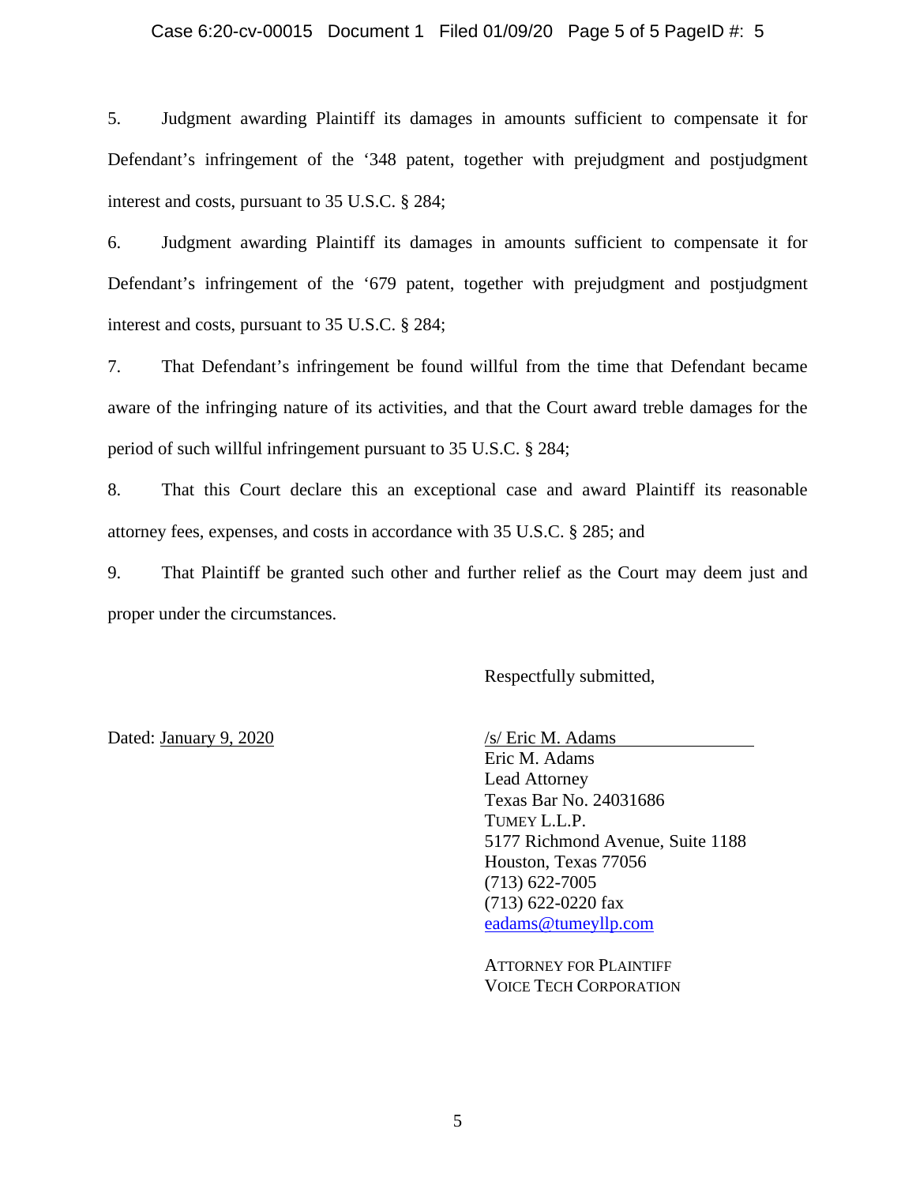5. Judgment awarding Plaintiff its damages in amounts sufficient to compensate it for Defendant's infringement of the '348 patent, together with prejudgment and postjudgment interest and costs, pursuant to 35 U.S.C. § 284;

6. Judgment awarding Plaintiff its damages in amounts sufficient to compensate it for Defendant's infringement of the '679 patent, together with prejudgment and postjudgment interest and costs, pursuant to 35 U.S.C. § 284;

7. That Defendant's infringement be found willful from the time that Defendant became aware of the infringing nature of its activities, and that the Court award treble damages for the period of such willful infringement pursuant to 35 U.S.C. § 284;

8. That this Court declare this an exceptional case and award Plaintiff its reasonable attorney fees, expenses, and costs in accordance with 35 U.S.C. § 285; and

9. That Plaintiff be granted such other and further relief as the Court may deem just and proper under the circumstances.

Respectfully submitted,

Dated: January 9, 2020

/s/ Eric M. Adams
Eric M. Adams
Lead Attorney
Texas Bar No. 24031686
TUMEY L.L.P.
5177 Richmond Avenue, Suite 1188
Houston, Texas 77056
(713) 622-7005
(713) 622-0220 fax
eadams@tumeyllp.com

ATTORNEY FOR PLAINTIFF
VOICE TECH CORPORATION